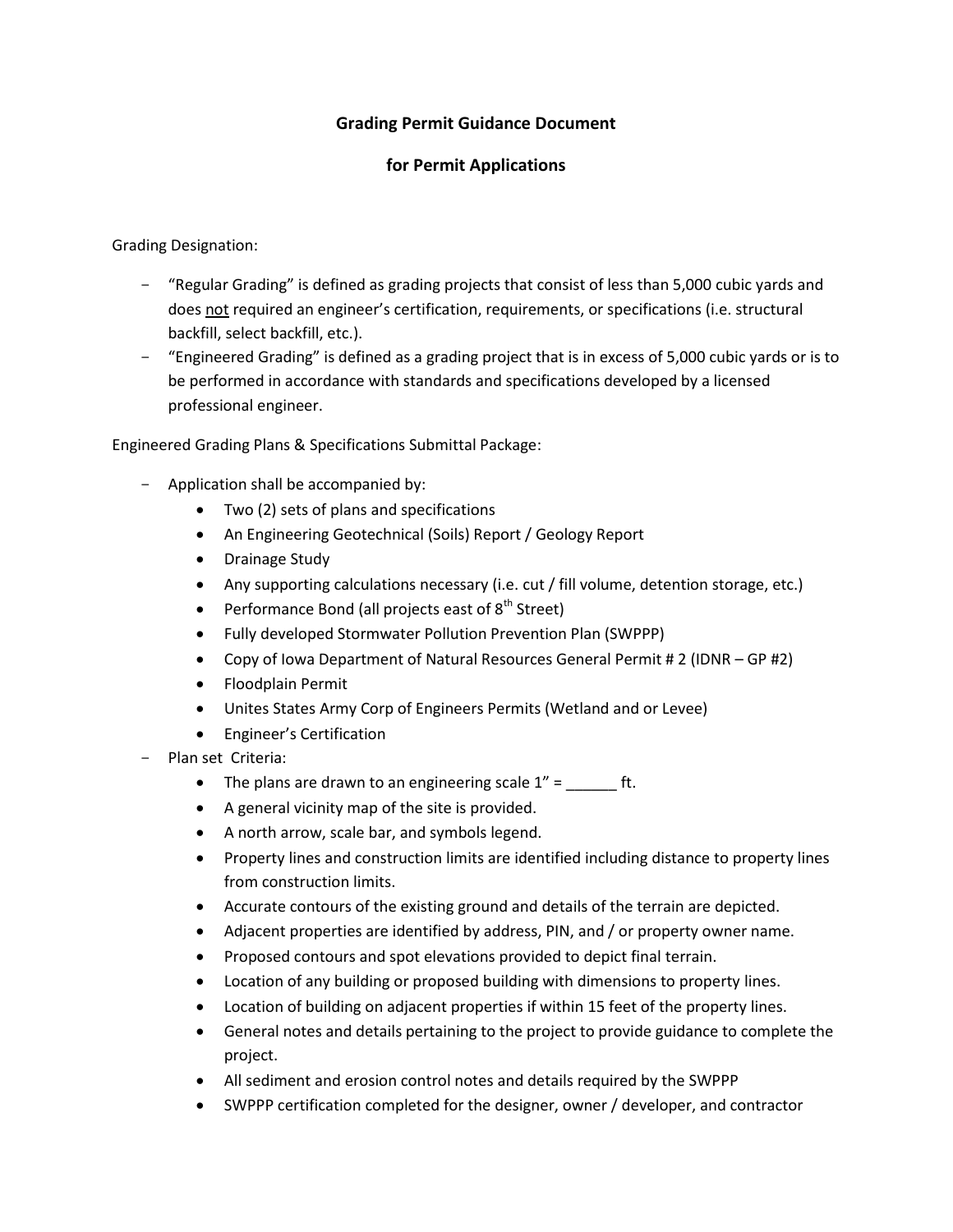# Grading Permit Guidance Document

# for Permit Applications

Grading Designation:

- "Regular Grading" is defined as grading projects that consist of less than 5,000 cubic yards and does <u>not</u> required an engineer's certification, requirements, or specifications (i.e. structural backfill, select backfill, etc.).
- "Engineered Grading" is defined as a grading project that is in excess of 5,000 cubic yards or is to be performed in accordance with standards and specifications developed by a licensed professional engineer.

Engineered Grading Plans & Specifications Submittal Package:

- Application shall be accompanied by:
  - Two (2) sets of plans and specifications
  - An Engineering Geotechnical (Soils) Report / Geology Report
  - Drainage Study
  - Any supporting calculations necessary (i.e. cut / fill volume, detention storage, etc.)
  - Performance Bond (all projects east of 8th Street)
  - Fully developed Stormwater Pollution Prevention Plan (SWPPP)
  - Copy of Iowa Department of Natural Resources General Permit # 2 (IDNR – GP #2)
  - Floodplain Permit
  - Unites States Army Corp of Engineers Permits (Wetland and or Levee)
  - Engineer's Certification
- Plan set Criteria:
  - The plans are drawn to an engineering scale 1" = ______ ft.
  - A general vicinity map of the site is provided.
  - A north arrow, scale bar, and symbols legend.
  - Property lines and construction limits are identified including distance to property lines from construction limits.
  - Accurate contours of the existing ground and details of the terrain are depicted.
  - Adjacent properties are identified by address, PIN, and / or property owner name.
  - Proposed contours and spot elevations provided to depict final terrain.
  - Location of any building or proposed building with dimensions to property lines.
  - Location of building on adjacent properties if within 15 feet of the property lines.
  - General notes and details pertaining to the project to provide guidance to complete the project.
  - All sediment and erosion control notes and details required by the SWPPP
  - SWPPP certification completed for the designer, owner / developer, and contractor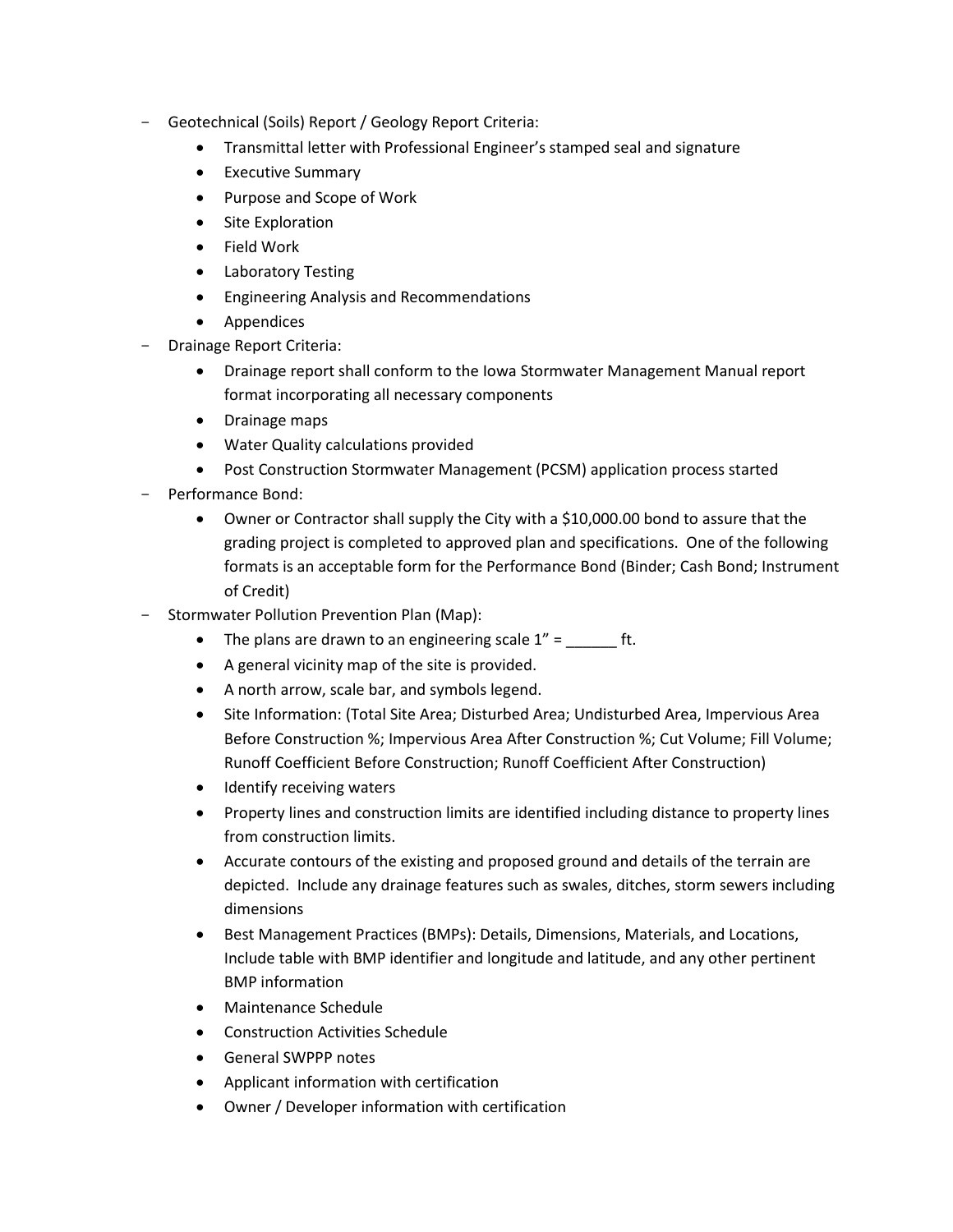- Geotechnical (Soils) Report / Geology Report Criteria:
    - Transmittal letter with Professional Engineer's stamped seal and signature
    - Executive Summary
    - Purpose and Scope of Work
    - Site Exploration
    - Field Work
    - Laboratory Testing
    - Engineering Analysis and Recommendations
    - Appendices
- Drainage Report Criteria:
    - Drainage report shall conform to the Iowa Stormwater Management Manual report format incorporating all necessary components
    - Drainage maps
    - Water Quality calculations provided
    - Post Construction Stormwater Management (PCSM) application process started
- Performance Bond:
    - Owner or Contractor shall supply the City with a $10,000.00 bond to assure that the grading project is completed to approved plan and specifications. One of the following formats is an acceptable form for the Performance Bond (Binder; Cash Bond; Instrument of Credit)
- Stormwater Pollution Prevention Plan (Map):
    - The plans are drawn to an engineering scale 1" = ______ ft.
    - A general vicinity map of the site is provided.
    - A north arrow, scale bar, and symbols legend.
    - Site Information: (Total Site Area; Disturbed Area; Undisturbed Area, Impervious Area Before Construction %; Impervious Area After Construction %; Cut Volume; Fill Volume; Runoff Coefficient Before Construction; Runoff Coefficient After Construction)
    - Identify receiving waters
    - Property lines and construction limits are identified including distance to property lines from construction limits.
    - Accurate contours of the existing and proposed ground and details of the terrain are depicted. Include any drainage features such as swales, ditches, storm sewers including dimensions
    - Best Management Practices (BMPs): Details, Dimensions, Materials, and Locations, Include table with BMP identifier and longitude and latitude, and any other pertinent BMP information
    - Maintenance Schedule
    - Construction Activities Schedule
    - General SWPPP notes
    - Applicant information with certification
    - Owner / Developer information with certification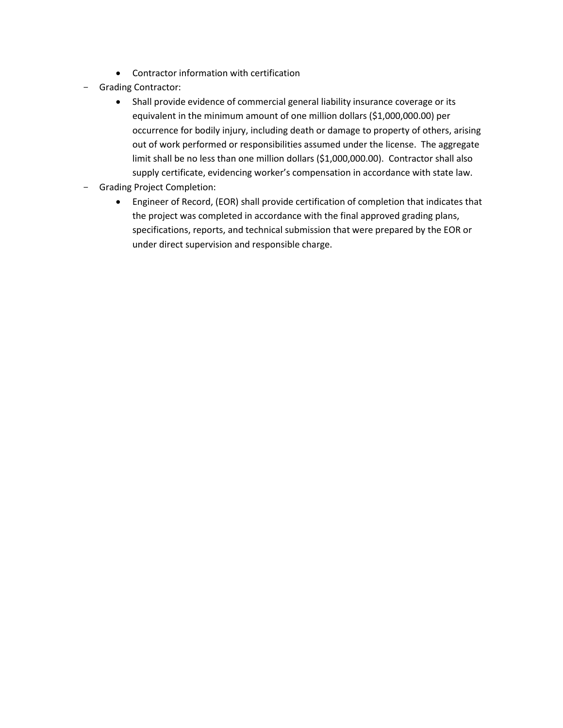- Contractor information with certification
- Grading Contractor:
  - Shall provide evidence of commercial general liability insurance coverage or its equivalent in the minimum amount of one million dollars ($1,000,000.00) per occurrence for bodily injury, including death or damage to property of others, arising out of work performed or responsibilities assumed under the license. The aggregate limit shall be no less than one million dollars ($1,000,000.00). Contractor shall also supply certificate, evidencing worker's compensation in accordance with state law.
- Grading Project Completion:
  - Engineer of Record, (EOR) shall provide certification of completion that indicates that the project was completed in accordance with the final approved grading plans, specifications, reports, and technical submission that were prepared by the EOR or under direct supervision and responsible charge.